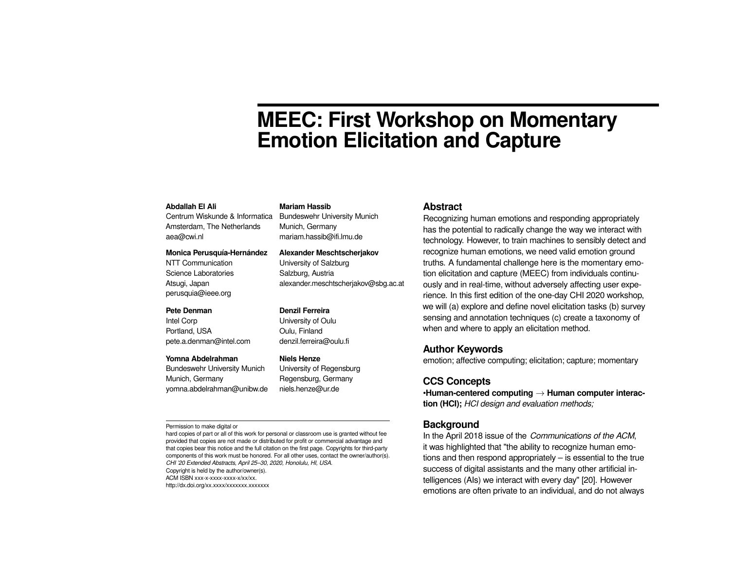# MEEC: First Workshop on Momentary Emotion Elicitation and Capture

**Abdallah El Ali**
Centrum Wiskunde & Informatica
Amsterdam, The Netherlands
aea@cwi.nl

**Mariam Hassib**
Bundeswehr University Munich
Munich, Germany
mariam.hassib@ifi.lmu.de

**Monica Perusquía-Hernández**
NTT Communication
Science Laboratories
Atsugi, Japan
perusquia@ieee.org

**Alexander Meschtscherjakov**
University of Salzburg
Salzburg, Austria
alexander.meschtscherjakov@sbg.ac.at

**Pete Denman**
Intel Corp
Portland, USA
pete.a.denman@intel.com

**Denzil Ferreira**
University of Oulu
Oulu, Finland
denzil.ferreira@oulu.fi

**Yomna Abdelrahman**
Bundeswehr University Munich
Munich, Germany
yomna.abdelrahman@unibw.de

**Niels Henze**
University of Regensburg
Regensburg, Germany
niels.henze@ur.de

Permission to make digital or
hard copies of part or all of this work for personal or classroom use is granted without fee provided that copies are not made or distributed for profit or commercial advantage and that copies bear this notice and the full citation on the first page. Copyrights for third-party components of this work must be honored. For all other uses, contact the owner/author(s).
*CHI '20 Extended Abstracts, April 25–30, 2020, Honolulu, HI, USA.*
Copyright is held by the author/owner(s).
ACM ISBN xxx-x-xxxx-xxxx-x/xx/xx.
http://dx.doi.org/xx.xxxx/xxxxxxx.xxxxxxx

## Abstract

Recognizing human emotions and responding appropriately has the potential to radically change the way we interact with technology. However, to train machines to sensibly detect and recognize human emotions, we need valid emotion ground truths. A fundamental challenge here is the momentary emotion elicitation and capture (MEEC) from individuals continuously and in real-time, without adversely affecting user experience. In this first edition of the one-day CHI 2020 workshop, we will (a) explore and define novel elicitation tasks (b) survey sensing and annotation techniques (c) create a taxonomy of when and where to apply an elicitation method.

## Author Keywords

emotion; affective computing; elicitation; capture; momentary

## CCS Concepts

**•Human-centered computing → Human computer interaction (HCI);** *HCI design and evaluation methods;*

## Background

In the April 2018 issue of the *Communications of the ACM*, it was highlighted that "the ability to recognize human emotions and then respond appropriately – is essential to the true success of digital assistants and the many other artificial intelligences (AIs) we interact with every day" [20]. However emotions are often private to an individual, and do not always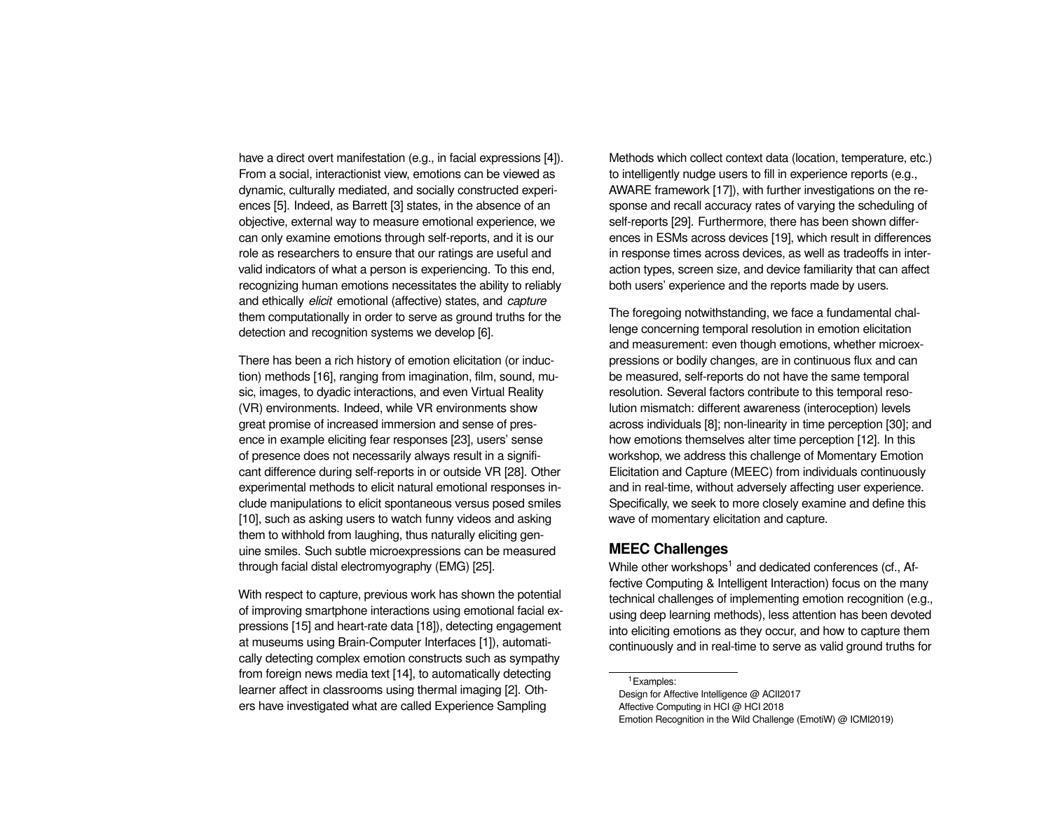have a direct overt manifestation (e.g., in facial expressions [4]). From a social, interactionist view, emotions can be viewed as dynamic, culturally mediated, and socially constructed experiences [5]. Indeed, as Barrett [3] states, in the absence of an objective, external way to measure emotional experience, we can only examine emotions through self-reports, and it is our role as researchers to ensure that our ratings are useful and valid indicators of what a person is experiencing. To this end, recognizing human emotions necessitates the ability to reliably and ethically *elicit* emotional (affective) states, and *capture* them computationally in order to serve as ground truths for the detection and recognition systems we develop [6].

There has been a rich history of emotion elicitation (or induction) methods [16], ranging from imagination, film, sound, music, images, to dyadic interactions, and even Virtual Reality (VR) environments. Indeed, while VR environments show great promise of increased immersion and sense of presence in example eliciting fear responses [23], users' sense of presence does not necessarily always result in a significant difference during self-reports in or outside VR [28]. Other experimental methods to elicit natural emotional responses include manipulations to elicit spontaneous versus posed smiles [10], such as asking users to watch funny videos and asking them to withhold from laughing, thus naturally eliciting genuine smiles. Such subtle microexpressions can be measured through facial distal electromyography (EMG) [25].

With respect to capture, previous work has shown the potential of improving smartphone interactions using emotional facial expressions [15] and heart-rate data [18]), detecting engagement at museums using Brain-Computer Interfaces [1]), automatically detecting complex emotion constructs such as sympathy from foreign news media text [14], to automatically detecting learner affect in classrooms using thermal imaging [2]. Others have investigated what are called Experience Sampling Methods which collect context data (location, temperature, etc.) to intelligently nudge users to fill in experience reports (e.g., AWARE framework [17]), with further investigations on the response and recall accuracy rates of varying the scheduling of self-reports [29]. Furthermore, there has been shown differences in ESMs across devices [19], which result in differences in response times across devices, as well as tradeoffs in interaction types, screen size, and device familiarity that can affect both users' experience and the reports made by users.

The foregoing notwithstanding, we face a fundamental challenge concerning temporal resolution in emotion elicitation and measurement: even though emotions, whether microexpressions or bodily changes, are in continuous flux and can be measured, self-reports do not have the same temporal resolution. Several factors contribute to this temporal resolution mismatch: different awareness (interoception) levels across individuals [8]; non-linearity in time perception [30]; and how emotions themselves alter time perception [12]. In this workshop, we address this challenge of Momentary Emotion Elicitation and Capture (MEEC) from individuals continuously and in real-time, without adversely affecting user experience. Specifically, we seek to more closely examine and define this wave of momentary elicitation and capture.

## MEEC Challenges

While other workshops[1] and dedicated conferences (cf., Affective Computing & Intelligent Interaction) focus on the many technical challenges of implementing emotion recognition (e.g., using deep learning methods), less attention has been devoted into eliciting emotions as they occur, and how to capture them continuously and in real-time to serve as valid ground truths for

[1] Examples:
Design for Affective Intelligence @ ACII2017
Affective Computing in HCI @ HCI 2018
Emotion Recognition in the Wild Challenge (EmotiW) @ ICMI2019)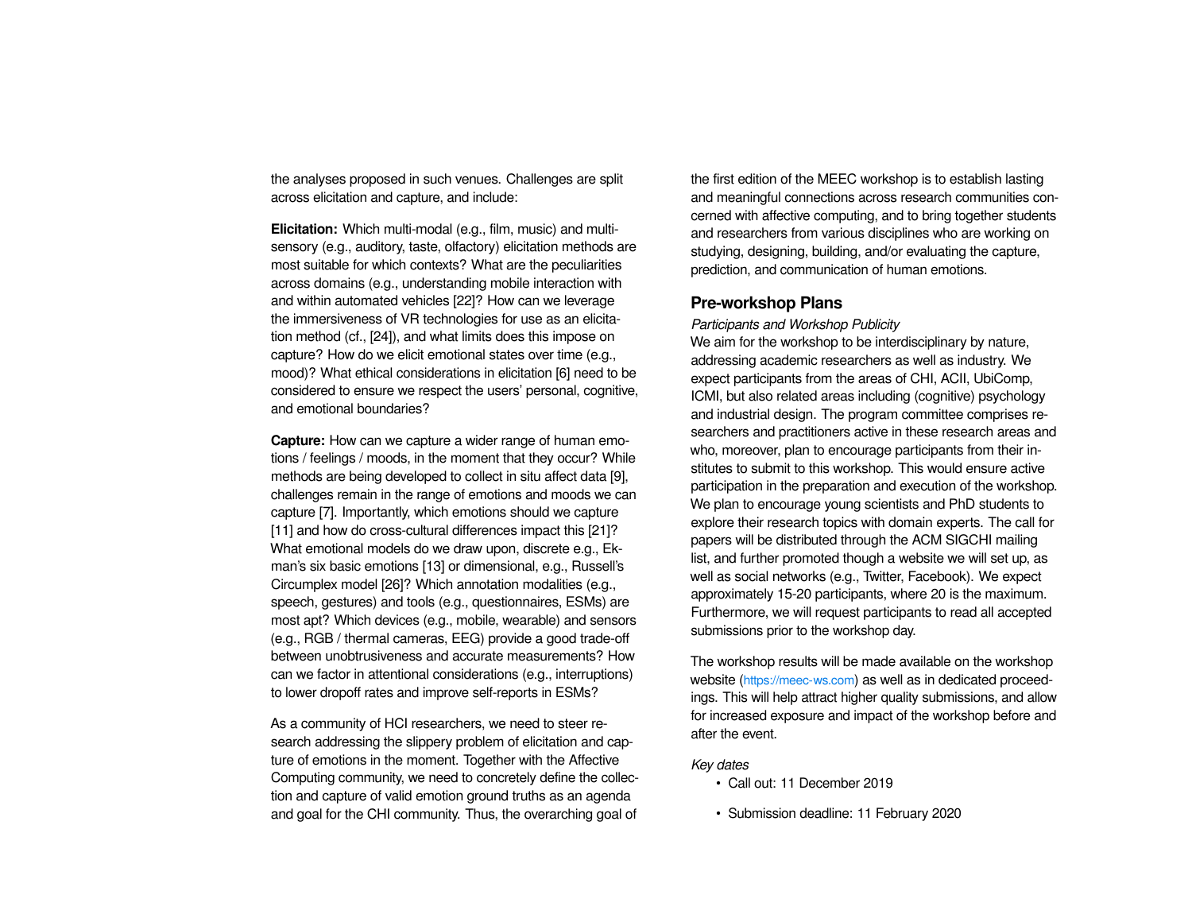the analyses proposed in such venues. Challenges are split across elicitation and capture, and include:

**Elicitation:** Which multi-modal (e.g., film, music) and multi-sensory (e.g., auditory, taste, olfactory) elicitation methods are most suitable for which contexts? What are the peculiarities across domains (e.g., understanding mobile interaction with and within automated vehicles [22]? How can we leverage the immersiveness of VR technologies for use as an elicitation method (cf., [24]), and what limits does this impose on capture? How do we elicit emotional states over time (e.g., mood)? What ethical considerations in elicitation [6] need to be considered to ensure we respect the users' personal, cognitive, and emotional boundaries?

**Capture:** How can we capture a wider range of human emotions / feelings / moods, in the moment that they occur? While methods are being developed to collect in situ affect data [9], challenges remain in the range of emotions and moods we can capture [7]. Importantly, which emotions should we capture [11] and how do cross-cultural differences impact this [21]? What emotional models do we draw upon, discrete e.g., Ekman's six basic emotions [13] or dimensional, e.g., Russell's Circumplex model [26]? Which annotation modalities (e.g., speech, gestures) and tools (e.g., questionnaires, ESMs) are most apt? Which devices (e.g., mobile, wearable) and sensors (e.g., RGB / thermal cameras, EEG) provide a good trade-off between unobtrusiveness and accurate measurements? How can we factor in attentional considerations (e.g., interruptions) to lower dropoff rates and improve self-reports in ESMs?

As a community of HCI researchers, we need to steer research addressing the slippery problem of elicitation and capture of emotions in the moment. Together with the Affective Computing community, we need to concretely define the collection and capture of valid emotion ground truths as an agenda and goal for the CHI community. Thus, the overarching goal of the first edition of the MEEC workshop is to establish lasting and meaningful connections across research communities concerned with affective computing, and to bring together students and researchers from various disciplines who are working on studying, designing, building, and/or evaluating the capture, prediction, and communication of human emotions.

## Pre-workshop Plans

*Participants and Workshop Publicity*

We aim for the workshop to be interdisciplinary by nature, addressing academic researchers as well as industry. We expect participants from the areas of CHI, ACII, UbiComp, ICMI, but also related areas including (cognitive) psychology and industrial design. The program committee comprises researchers and practitioners active in these research areas and who, moreover, plan to encourage participants from their institutes to submit to this workshop. This would ensure active participation in the preparation and execution of the workshop. We plan to encourage young scientists and PhD students to explore their research topics with domain experts. The call for papers will be distributed through the ACM SIGCHI mailing list, and further promoted though a website we will set up, as well as social networks (e.g., Twitter, Facebook). We expect approximately 15-20 participants, where 20 is the maximum. Furthermore, we will request participants to read all accepted submissions prior to the workshop day.

The workshop results will be made available on the workshop website (https://meec-ws.com) as well as in dedicated proceedings. This will help attract higher quality submissions, and allow for increased exposure and impact of the workshop before and after the event.

*Key dates*

- Call out: 11 December 2019
- Submission deadline: 11 February 2020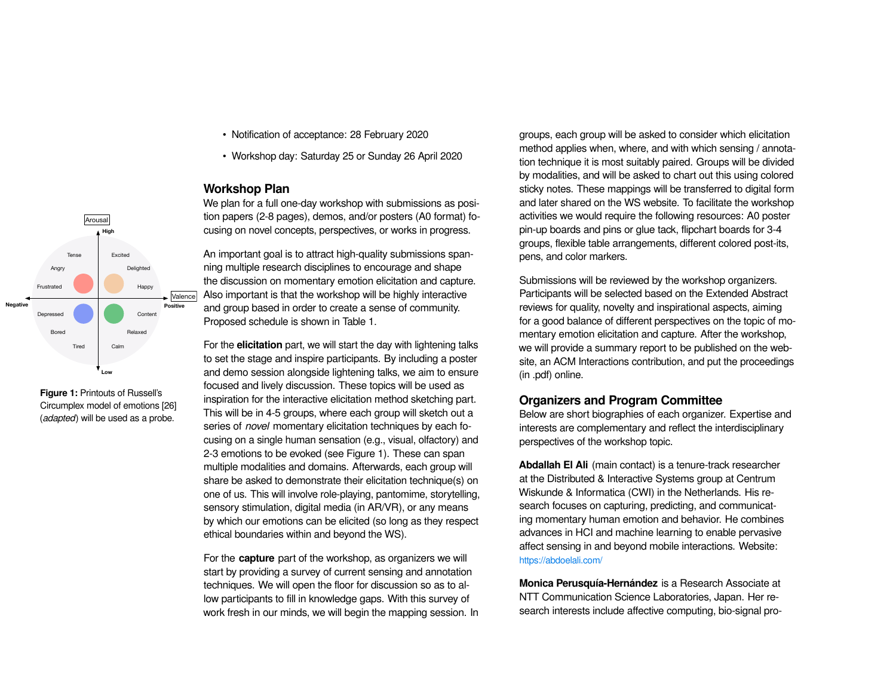Figure 1: Printouts of Russell's Circumplex model of emotions [26] (*adapted*) will be used as a probe.

- Notification of acceptance: 28 February 2020
- Workshop day: Saturday 25 or Sunday 26 April 2020

## Workshop Plan

We plan for a full one-day workshop with submissions as position papers (2-8 pages), demos, and/or posters (A0 format) focusing on novel concepts, perspectives, or works in progress.

An important goal is to attract high-quality submissions spanning multiple research disciplines to encourage and shape the discussion on momentary emotion elicitation and capture. Also important is that the workshop will be highly interactive and group based in order to create a sense of community. Proposed schedule is shown in Table 1.

For the **elicitation** part, we will start the day with lightening talks to set the stage and inspire participants. By including a poster and demo session alongside lightening talks, we aim to ensure focused and lively discussion. These topics will be used as inspiration for the interactive elicitation method sketching part. This will be in 4-5 groups, where each group will sketch out a series of *novel* momentary elicitation techniques by each focusing on a single human sensation (e.g., visual, olfactory) and 2-3 emotions to be evoked (see Figure 1). These can span multiple modalities and domains. Afterwards, each group will share be asked to demonstrate their elicitation technique(s) on one of us. This will involve role-playing, pantomime, storytelling, sensory stimulation, digital media (in AR/VR), or any means by which our emotions can be elicited (so long as they respect ethical boundaries within and beyond the WS).

For the **capture** part of the workshop, as organizers we will start by providing a survey of current sensing and annotation techniques. We will open the floor for discussion so as to allow participants to fill in knowledge gaps. With this survey of work fresh in our minds, we will begin the mapping session. In groups, each group will be asked to consider which elicitation method applies when, where, and with which sensing / annotation technique it is most suitably paired. Groups will be divided by modalities, and will be asked to chart out this using colored sticky notes. These mappings will be transferred to digital form and later shared on the WS website. To facilitate the workshop activities we would require the following resources: A0 poster pin-up boards and pins or glue tack, flipchart boards for 3-4 groups, flexible table arrangements, different colored post-its, pens, and color markers.

Submissions will be reviewed by the workshop organizers. Participants will be selected based on the Extended Abstract reviews for quality, novelty and inspirational aspects, aiming for a good balance of different perspectives on the topic of momentary emotion elicitation and capture. After the workshop, we will provide a summary report to be published on the website, an ACM Interactions contribution, and put the proceedings (in .pdf) online.

## Organizers and Program Committee

Below are short biographies of each organizer. Expertise and interests are complementary and reflect the interdisciplinary perspectives of the workshop topic.

**Abdallah El Ali** (main contact) is a tenure-track researcher at the Distributed & Interactive Systems group at Centrum Wiskunde & Informatica (CWI) in the Netherlands. His research focuses on capturing, predicting, and communicating momentary human emotion and behavior. He combines advances in HCI and machine learning to enable pervasive affect sensing in and beyond mobile interactions. Website: https://abdoelali.com/

**Monica Perusquía-Hernández** is a Research Associate at NTT Communication Science Laboratories, Japan. Her research interests include affective computing, bio-signal pro-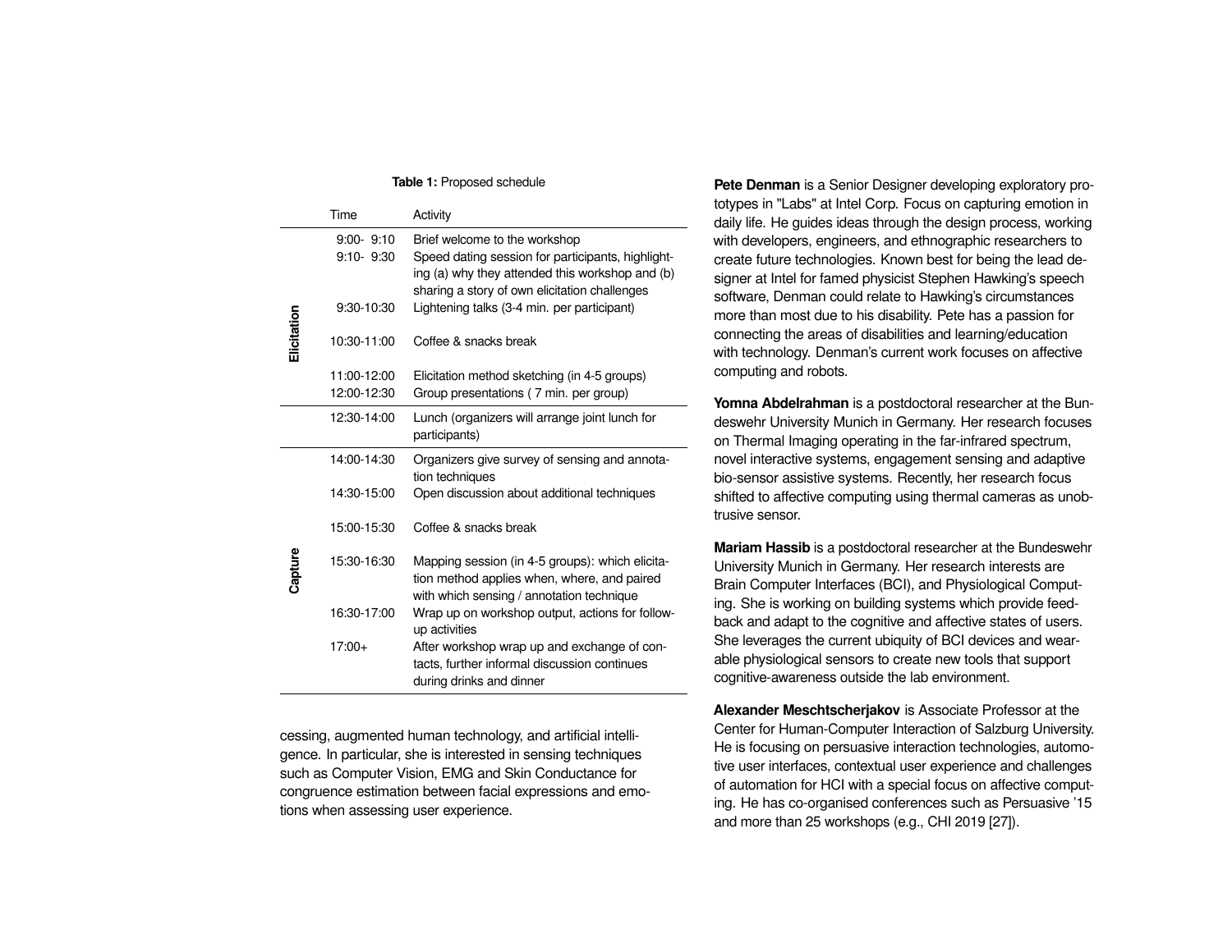**Table 1:** Proposed schedule

| | Time | Activity |
|---|---|---|
| Elicitation | 9:00- 9:10 | Brief welcome to the workshop |
| | 9:10- 9:30 | Speed dating session for participants, highlighting (a) why they attended this workshop and (b) sharing a story of own elicitation challenges |
| | 9:30-10:30 | Lightening talks (3-4 min. per participant) |
| | 10:30-11:00 | Coffee & snacks break |
| | 11:00-12:00 | Elicitation method sketching (in 4-5 groups) |
| | 12:00-12:30 | Group presentations ( 7 min. per group) |
| | 12:30-14:00 | Lunch (organizers will arrange joint lunch for participants) |
| Capture | 14:00-14:30 | Organizers give survey of sensing and annotation techniques |
| | 14:30-15:00 | Open discussion about additional techniques |
| | 15:00-15:30 | Coffee & snacks break |
| | 15:30-16:30 | Mapping session (in 4-5 groups): which elicitation method applies when, where, and paired with which sensing / annotation technique |
| | 16:30-17:00 | Wrap up on workshop output, actions for follow-up activities |
| | 17:00+ | After workshop wrap up and exchange of contacts, further informal discussion continues during drinks and dinner |

cessing, augmented human technology, and artificial intelligence. In particular, she is interested in sensing techniques such as Computer Vision, EMG and Skin Conductance for congruence estimation between facial expressions and emotions when assessing user experience.

**Pete Denman** is a Senior Designer developing exploratory prototypes in "Labs" at Intel Corp. Focus on capturing emotion in daily life. He guides ideas through the design process, working with developers, engineers, and ethnographic researchers to create future technologies. Known best for being the lead designer at Intel for famed physicist Stephen Hawking's speech software, Denman could relate to Hawking's circumstances more than most due to his disability. Pete has a passion for connecting the areas of disabilities and learning/education with technology. Denman's current work focuses on affective computing and robots.

**Yomna Abdelrahman** is a postdoctoral researcher at the Bundeswehr University Munich in Germany. Her research focuses on Thermal Imaging operating in the far-infrared spectrum, novel interactive systems, engagement sensing and adaptive bio-sensor assistive systems. Recently, her research focus shifted to affective computing using thermal cameras as unobtrusive sensor.

**Mariam Hassib** is a postdoctoral researcher at the Bundeswehr University Munich in Germany. Her research interests are Brain Computer Interfaces (BCI), and Physiological Computing. She is working on building systems which provide feedback and adapt to the cognitive and affective states of users. She leverages the current ubiquity of BCI devices and wearable physiological sensors to create new tools that support cognitive-awareness outside the lab environment.

**Alexander Meschtscherjakov** is Associate Professor at the Center for Human-Computer Interaction of Salzburg University. He is focusing on persuasive interaction technologies, automotive user interfaces, contextual user experience and challenges of automation for HCI with a special focus on affective computing. He has co-organised conferences such as Persuasive '15 and more than 25 workshops (e.g., CHI 2019 [27]).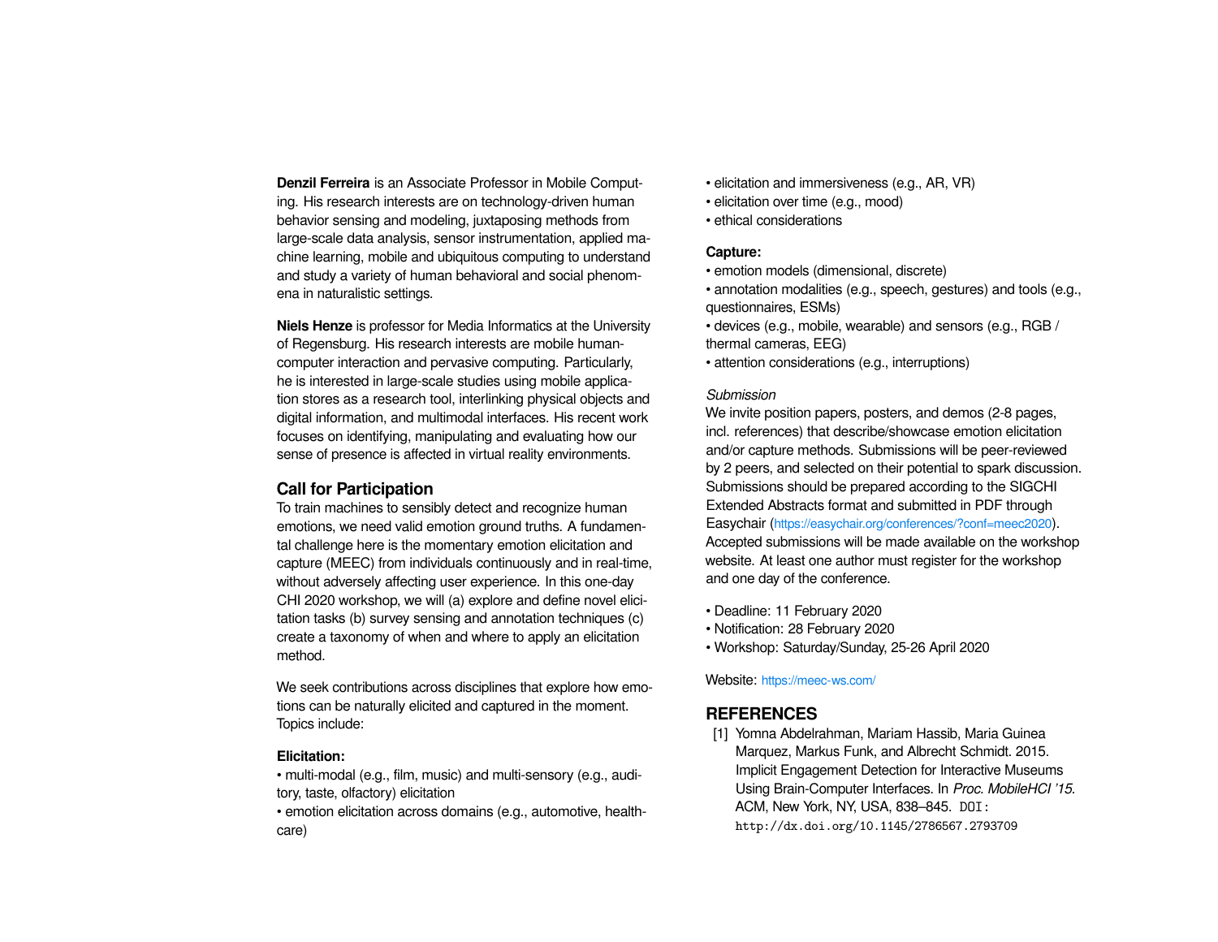**Denzil Ferreira** is an Associate Professor in Mobile Computing. His research interests are on technology-driven human behavior sensing and modeling, juxtaposing methods from large-scale data analysis, sensor instrumentation, applied machine learning, mobile and ubiquitous computing to understand and study a variety of human behavioral and social phenomena in naturalistic settings.

**Niels Henze** is professor for Media Informatics at the University of Regensburg. His research interests are mobile human-computer interaction and pervasive computing. Particularly, he is interested in large-scale studies using mobile application stores as a research tool, interlinking physical objects and digital information, and multimodal interfaces. His recent work focuses on identifying, manipulating and evaluating how our sense of presence is affected in virtual reality environments.

## Call for Participation

To train machines to sensibly detect and recognize human emotions, we need valid emotion ground truths. A fundamental challenge here is the momentary emotion elicitation and capture (MEEC) from individuals continuously and in real-time, without adversely affecting user experience. In this one-day CHI 2020 workshop, we will (a) explore and define novel elicitation tasks (b) survey sensing and annotation techniques (c) create a taxonomy of when and where to apply an elicitation method.

We seek contributions across disciplines that explore how emotions can be naturally elicited and captured in the moment. Topics include:

**Elicitation:**

- multi-modal (e.g., film, music) and multi-sensory (e.g., auditory, taste, olfactory) elicitation
- emotion elicitation across domains (e.g., automotive, healthcare)
- elicitation and immersiveness (e.g., AR, VR)
- elicitation over time (e.g., mood)
- ethical considerations

**Capture:**

- emotion models (dimensional, discrete)
- annotation modalities (e.g., speech, gestures) and tools (e.g., questionnaires, ESMs)
- devices (e.g., mobile, wearable) and sensors (e.g., RGB / thermal cameras, EEG)
- attention considerations (e.g., interruptions)

*Submission*

We invite position papers, posters, and demos (2-8 pages, incl. references) that describe/showcase emotion elicitation and/or capture methods. Submissions will be peer-reviewed by 2 peers, and selected on their potential to spark discussion. Submissions should be prepared according to the SIGCHI Extended Abstracts format and submitted in PDF through Easychair (https://easychair.org/conferences/?conf=meec2020). Accepted submissions will be made available on the workshop website. At least one author must register for the workshop and one day of the conference.

- Deadline: 11 February 2020
- Notification: 28 February 2020
- Workshop: Saturday/Sunday, 25-26 April 2020

Website: https://meec-ws.com/

## REFERENCES

[1] Yomna Abdelrahman, Mariam Hassib, Maria Guinea Marquez, Markus Funk, and Albrecht Schmidt. 2015. Implicit Engagement Detection for Interactive Museums Using Brain-Computer Interfaces. In *Proc. MobileHCI '15*. ACM, New York, NY, USA, 838–845. DOI: http://dx.doi.org/10.1145/2786567.2793709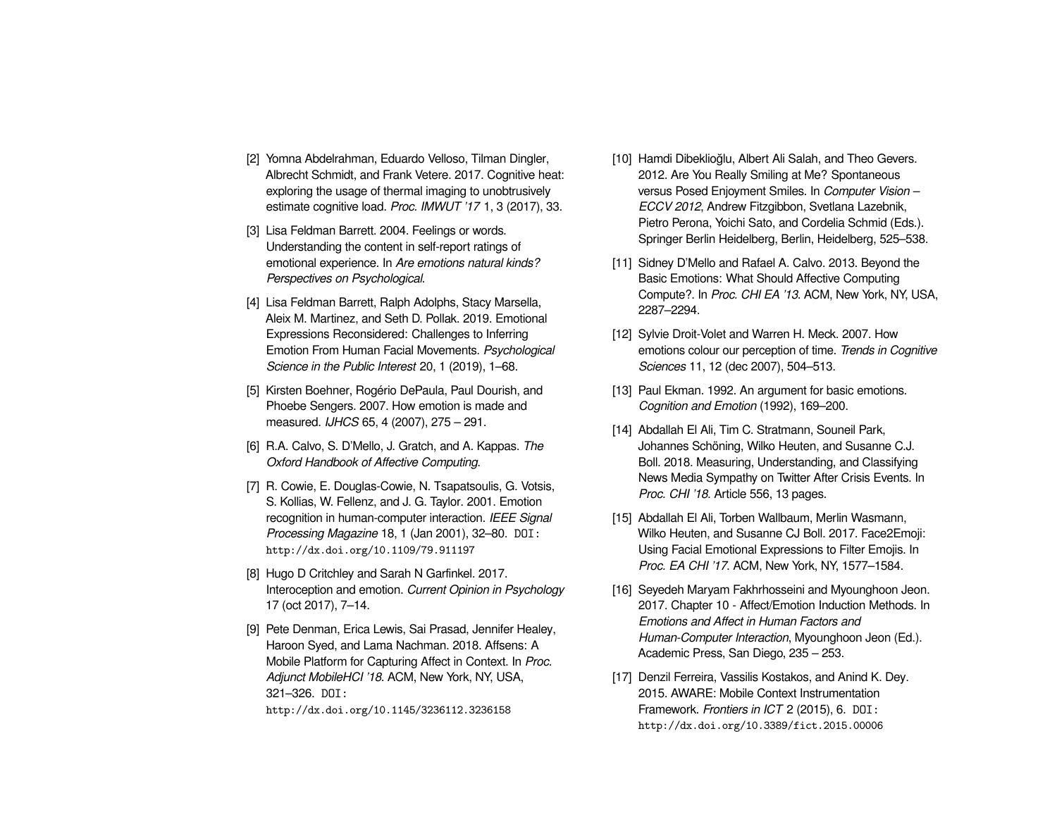[2] Yomna Abdelrahman, Eduardo Velloso, Tilman Dingler, Albrecht Schmidt, and Frank Vetere. 2017. Cognitive heat: exploring the usage of thermal imaging to unobtrusively estimate cognitive load. *Proc. IMWUT '17* 1, 3 (2017), 33.

[3] Lisa Feldman Barrett. 2004. Feelings or words. Understanding the content in self-report ratings of emotional experience. In *Are emotions natural kinds? Perspectives on Psychological*.

[4] Lisa Feldman Barrett, Ralph Adolphs, Stacy Marsella, Aleix M. Martinez, and Seth D. Pollak. 2019. Emotional Expressions Reconsidered: Challenges to Inferring Emotion From Human Facial Movements. *Psychological Science in the Public Interest* 20, 1 (2019), 1–68.

[5] Kirsten Boehner, Rogério DePaula, Paul Dourish, and Phoebe Sengers. 2007. How emotion is made and measured. *IJHCS* 65, 4 (2007), 275 – 291.

[6] R.A. Calvo, S. D'Mello, J. Gratch, and A. Kappas. *The Oxford Handbook of Affective Computing*.

[7] R. Cowie, E. Douglas-Cowie, N. Tsapatsoulis, G. Votsis, S. Kollias, W. Fellenz, and J. G. Taylor. 2001. Emotion recognition in human-computer interaction. *IEEE Signal Processing Magazine* 18, 1 (Jan 2001), 32–80. DOI: http://dx.doi.org/10.1109/79.911197

[8] Hugo D Critchley and Sarah N Garfinkel. 2017. Interoception and emotion. *Current Opinion in Psychology* 17 (oct 2017), 7–14.

[9] Pete Denman, Erica Lewis, Sai Prasad, Jennifer Healey, Haroon Syed, and Lama Nachman. 2018. Affsens: A Mobile Platform for Capturing Affect in Context. In *Proc. Adjunct MobileHCI '18*. ACM, New York, NY, USA, 321–326. DOI: http://dx.doi.org/10.1145/3236112.3236158

[10] Hamdi Dibeklioğlu, Albert Ali Salah, and Theo Gevers. 2012. Are You Really Smiling at Me? Spontaneous versus Posed Enjoyment Smiles. In *Computer Vision – ECCV 2012*, Andrew Fitzgibbon, Svetlana Lazebnik, Pietro Perona, Yoichi Sato, and Cordelia Schmid (Eds.). Springer Berlin Heidelberg, Berlin, Heidelberg, 525–538.

[11] Sidney D'Mello and Rafael A. Calvo. 2013. Beyond the Basic Emotions: What Should Affective Computing Compute?. In *Proc. CHI EA '13*. ACM, New York, NY, USA, 2287–2294.

[12] Sylvie Droit-Volet and Warren H. Meck. 2007. How emotions colour our perception of time. *Trends in Cognitive Sciences* 11, 12 (dec 2007), 504–513.

[13] Paul Ekman. 1992. An argument for basic emotions. *Cognition and Emotion* (1992), 169–200.

[14] Abdallah El Ali, Tim C. Stratmann, Souneil Park, Johannes Schöning, Wilko Heuten, and Susanne C.J. Boll. 2018. Measuring, Understanding, and Classifying News Media Sympathy on Twitter After Crisis Events. In *Proc. CHI '18*. Article 556, 13 pages.

[15] Abdallah El Ali, Torben Wallbaum, Merlin Wasmann, Wilko Heuten, and Susanne CJ Boll. 2017. Face2Emoji: Using Facial Emotional Expressions to Filter Emojis. In *Proc. EA CHI '17*. ACM, New York, NY, 1577–1584.

[16] Seyedeh Maryam Fakhrhosseini and Myounghoon Jeon. 2017. Chapter 10 - Affect/Emotion Induction Methods. In *Emotions and Affect in Human Factors and Human-Computer Interaction*, Myounghoon Jeon (Ed.). Academic Press, San Diego, 235 – 253.

[17] Denzil Ferreira, Vassilis Kostakos, and Anind K. Dey. 2015. AWARE: Mobile Context Instrumentation Framework. *Frontiers in ICT* 2 (2015), 6. DOI: http://dx.doi.org/10.3389/fict.2015.00006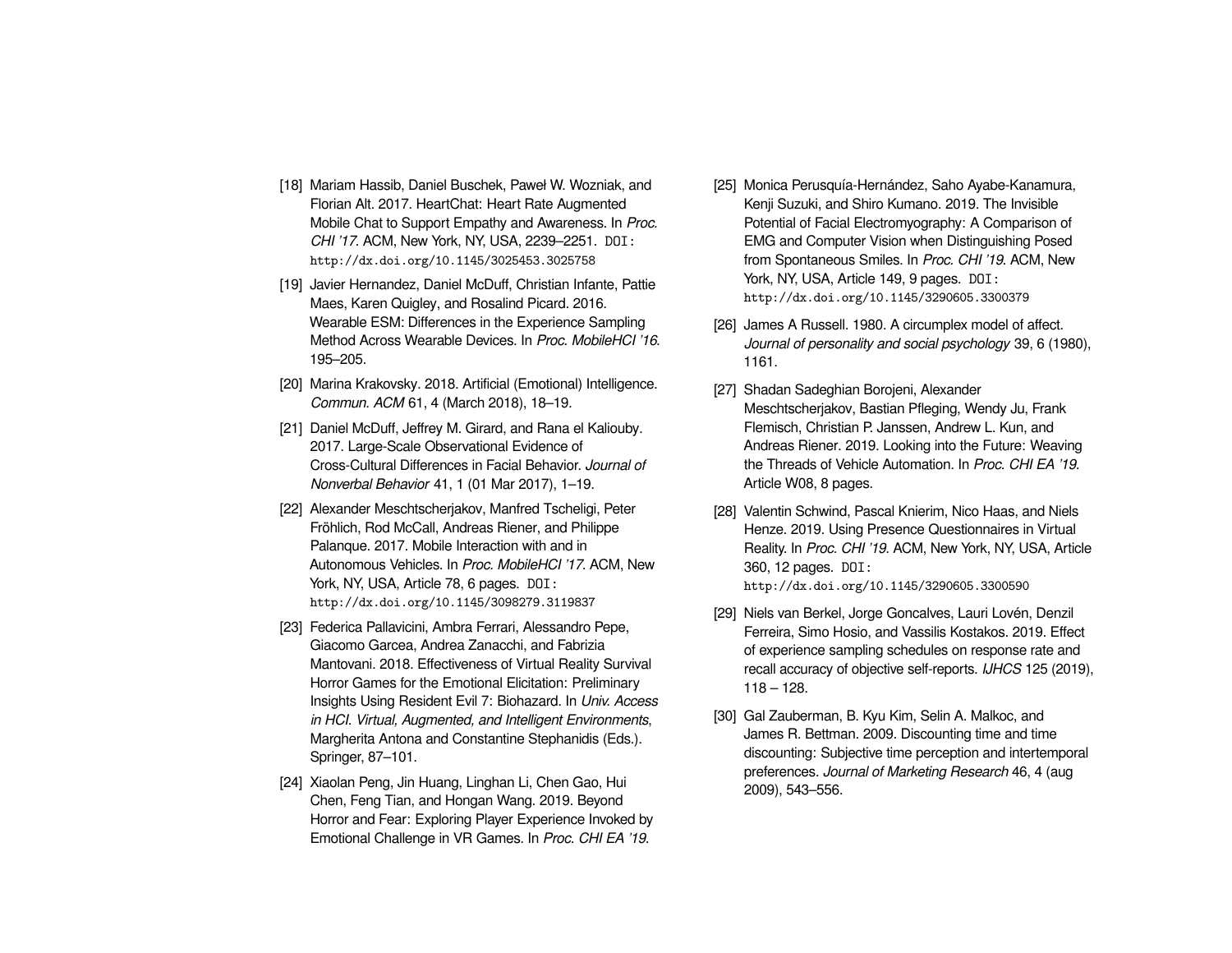[18] Mariam Hassib, Daniel Buschek, Paweł W. Wozniak, and Florian Alt. 2017. HeartChat: Heart Rate Augmented Mobile Chat to Support Empathy and Awareness. In *Proc. CHI '17*. ACM, New York, NY, USA, 2239–2251. DOI: http://dx.doi.org/10.1145/3025453.3025758

[19] Javier Hernandez, Daniel McDuff, Christian Infante, Pattie Maes, Karen Quigley, and Rosalind Picard. 2016. Wearable ESM: Differences in the Experience Sampling Method Across Wearable Devices. In *Proc. MobileHCI '16*. 195–205.

[20] Marina Krakovsky. 2018. Artificial (Emotional) Intelligence. *Commun. ACM* 61, 4 (March 2018), 18–19.

[21] Daniel McDuff, Jeffrey M. Girard, and Rana el Kaliouby. 2017. Large-Scale Observational Evidence of Cross-Cultural Differences in Facial Behavior. *Journal of Nonverbal Behavior* 41, 1 (01 Mar 2017), 1–19.

[22] Alexander Meschtscherjakov, Manfred Tscheligi, Peter Fröhlich, Rod McCall, Andreas Riener, and Philippe Palanque. 2017. Mobile Interaction with and in Autonomous Vehicles. In *Proc. MobileHCI '17*. ACM, New York, NY, USA, Article 78, 6 pages. DOI: http://dx.doi.org/10.1145/3098279.3119837

[23] Federica Pallavicini, Ambra Ferrari, Alessandro Pepe, Giacomo Garcea, Andrea Zanacchi, and Fabrizia Mantovani. 2018. Effectiveness of Virtual Reality Survival Horror Games for the Emotional Elicitation: Preliminary Insights Using Resident Evil 7: Biohazard. In *Univ. Access in HCI. Virtual, Augmented, and Intelligent Environments*, Margherita Antona and Constantine Stephanidis (Eds.). Springer, 87–101.

[24] Xiaolan Peng, Jin Huang, Linghan Li, Chen Gao, Hui Chen, Feng Tian, and Hongan Wang. 2019. Beyond Horror and Fear: Exploring Player Experience Invoked by Emotional Challenge in VR Games. In *Proc. CHI EA '19*.

[25] Monica Perusquía-Hernández, Saho Ayabe-Kanamura, Kenji Suzuki, and Shiro Kumano. 2019. The Invisible Potential of Facial Electromyography: A Comparison of EMG and Computer Vision when Distinguishing Posed from Spontaneous Smiles. In *Proc. CHI '19*. ACM, New York, NY, USA, Article 149, 9 pages. DOI: http://dx.doi.org/10.1145/3290605.3300379

[26] James A Russell. 1980. A circumplex model of affect. *Journal of personality and social psychology* 39, 6 (1980), 1161.

[27] Shadan Sadeghian Borojeni, Alexander Meschtscherjakov, Bastian Pfleging, Wendy Ju, Frank Flemisch, Christian P. Janssen, Andrew L. Kun, and Andreas Riener. 2019. Looking into the Future: Weaving the Threads of Vehicle Automation. In *Proc. CHI EA '19*. Article W08, 8 pages.

[28] Valentin Schwind, Pascal Knierim, Nico Haas, and Niels Henze. 2019. Using Presence Questionnaires in Virtual Reality. In *Proc. CHI '19*. ACM, New York, NY, USA, Article 360, 12 pages. DOI: http://dx.doi.org/10.1145/3290605.3300590

[29] Niels van Berkel, Jorge Goncalves, Lauri Lovén, Denzil Ferreira, Simo Hosio, and Vassilis Kostakos. 2019. Effect of experience sampling schedules on response rate and recall accuracy of objective self-reports. *IJHCS* 125 (2019), 118 – 128.

[30] Gal Zauberman, B. Kyu Kim, Selin A. Malkoc, and James R. Bettman. 2009. Discounting time and time discounting: Subjective time perception and intertemporal preferences. *Journal of Marketing Research* 46, 4 (aug 2009), 543–556.